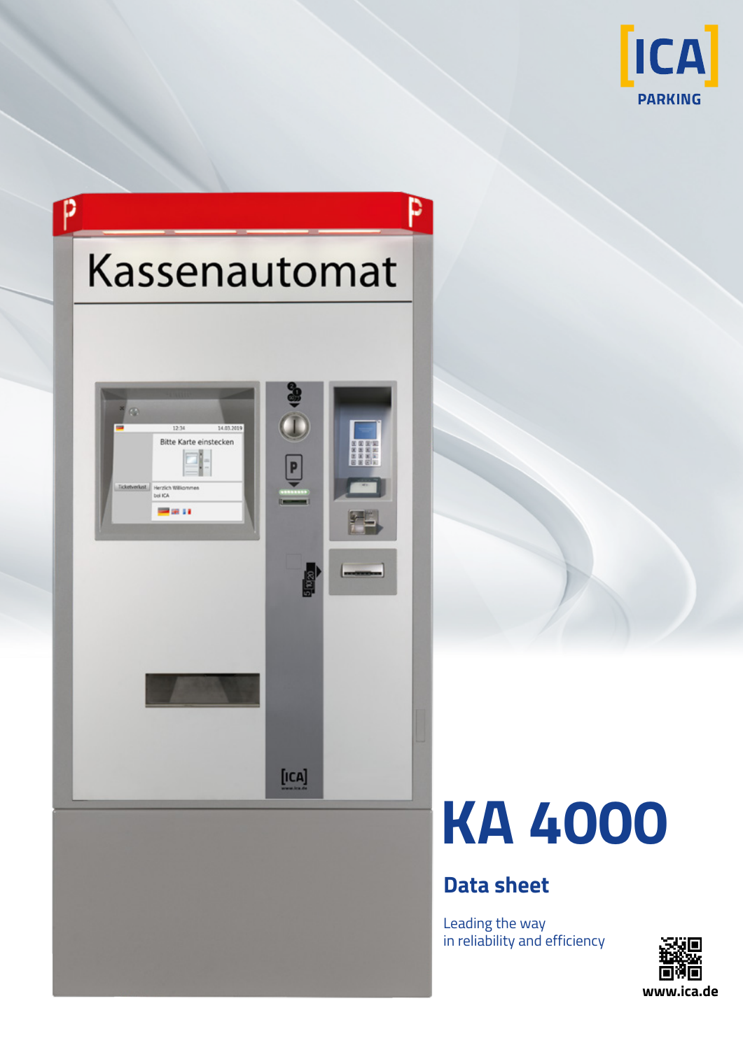ICA PARKING

# KA 4000

## Data sheet

Leading the way
in reliability and efficiency

www.ica.de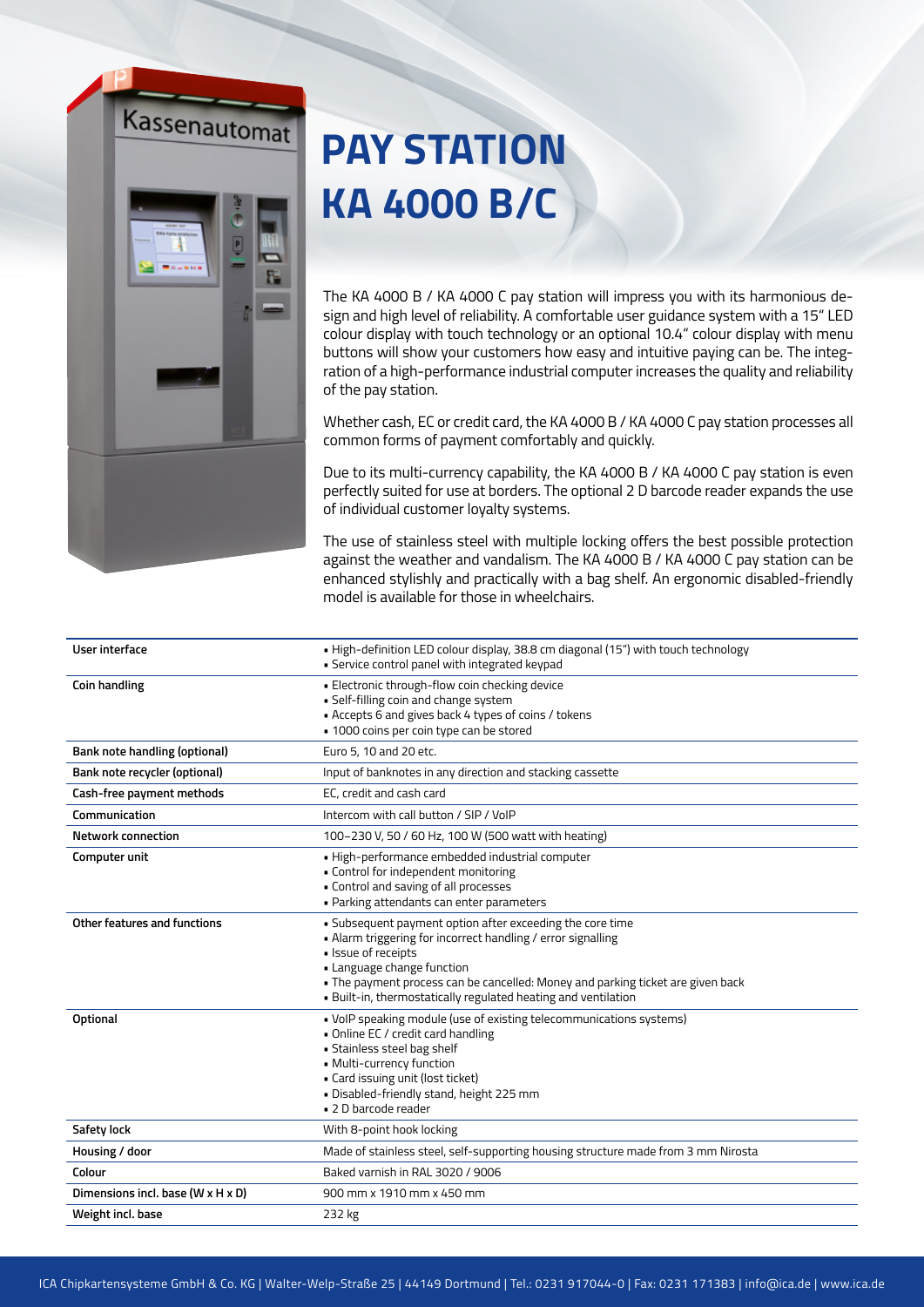# PAY STATION KA 4000 B/C

The KA 4000 B / KA 4000 C pay station will impress you with its harmonious design and high level of reliability. A comfortable user guidance system with a 15" LED colour display with touch technology or an optional 10.4" colour display with menu buttons will show your customers how easy and intuitive paying can be. The integration of a high-performance industrial computer increases the quality and reliability of the pay station.

Whether cash, EC or credit card, the KA 4000 B / KA 4000 C pay station processes all common forms of payment comfortably and quickly.

Due to its multi-currency capability, the KA 4000 B / KA 4000 C pay station is even perfectly suited for use at borders. The optional 2 D barcode reader expands the use of individual customer loyalty systems.

The use of stainless steel with multiple locking offers the best possible protection against the weather and vandalism. The KA 4000 B / KA 4000 C pay station can be enhanced stylishly and practically with a bag shelf. An ergonomic disabled-friendly model is available for those in wheelchairs.

| | |
|---|---|
| **User interface** | • High-definition LED colour display, 38.8 cm diagonal (15") with touch technology<br>• Service control panel with integrated keypad |
| **Coin handling** | • Electronic through-flow coin checking device<br>• Self-filling coin and change system<br>• Accepts 6 and gives back 4 types of coins / tokens<br>• 1000 coins per coin type can be stored |
| **Bank note handling (optional)** | Euro 5, 10 and 20 etc. |
| **Bank note recycler (optional)** | Input of banknotes in any direction and stacking cassette |
| **Cash-free payment methods** | EC, credit and cash card |
| **Communication** | Intercom with call button / SIP / VoIP |
| **Network connection** | 100–230 V, 50 / 60 Hz, 100 W (500 watt with heating) |
| **Computer unit** | • High-performance embedded industrial computer<br>• Control for independent monitoring<br>• Control and saving of all processes<br>• Parking attendants can enter parameters |
| **Other features and functions** | • Subsequent payment option after exceeding the core time<br>• Alarm triggering for incorrect handling / error signalling<br>• Issue of receipts<br>• Language change function<br>• The payment process can be cancelled: Money and parking ticket are given back<br>• Built-in, thermostatically regulated heating and ventilation |
| **Optional** | • VoIP speaking module (use of existing telecommunications systems)<br>• Online EC / credit card handling<br>• Stainless steel bag shelf<br>• Multi-currency function<br>• Card issuing unit (lost ticket)<br>• Disabled-friendly stand, height 225 mm<br>• 2 D barcode reader |
| **Safety lock** | With 8-point hook locking |
| **Housing / door** | Made of stainless steel, self-supporting housing structure made from 3 mm Nirosta |
| **Colour** | Baked varnish in RAL 3020 / 9006 |
| **Dimensions incl. base (W x H x D)** | 900 mm x 1910 mm x 450 mm |
| **Weight incl. base** | 232 kg |

ICA Chipkartensysteme GmbH & Co. KG | Walter-Welp-Straße 25 | 44149 Dortmund | Tel.: 0231 917044-0 | Fax: 0231 171383 | info@ica.de | www.ica.de